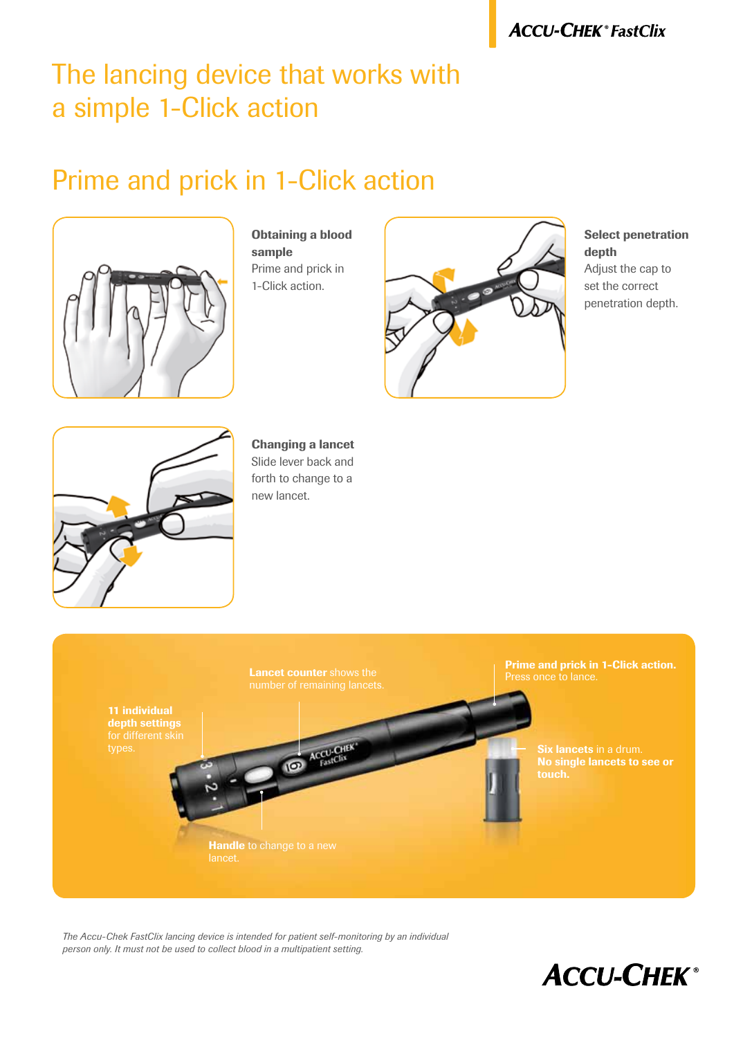# The lancing device that works with a simple 1-Click action

## Prime and prick in 1-Click action

**Obtaining a blood sample**
Prime and prick in 1-Click action.

**Select penetration depth**
Adjust the cap to set the correct penetration depth.

**Changing a lancet**
Slide lever back and forth to change to a new lancet.

**Lancet counter** shows the number of remaining lancets.

**Prime and prick in 1-Click action.** Press once to lance.

**11 individual depth settings** for different skin types.

**Six lancets** in a drum. **No single lancets to see or touch.**

**Handle** to change to a new lancet.

*The Accu-Chek FastClix lancing device is intended for patient self-monitoring by an individual person only. It must not be used to collect blood in a multipatient setting.*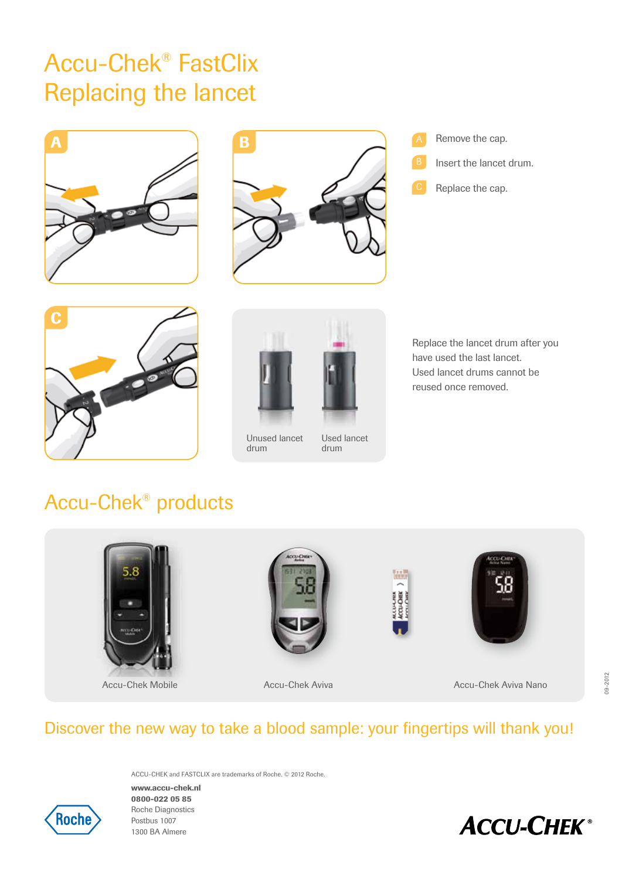# Accu-Chek® FastClix
# Replacing the lancet

A Remove the cap.

B Insert the lancet drum.

C Replace the cap.

Unused lancet drum

Used lancet drum

Replace the lancet drum after you have used the last lancet.
Used lancet drums cannot be reused once removed.

## Accu-Chek® products

Accu-Chek Mobile

Accu-Chek Aviva

Accu-Chek Aviva Nano

09-2012

Discover the new way to take a blood sample: your fingertips will thank you!

ACCU-CHEK and FASTCLIX are trademarks of Roche. © 2012 Roche.

**www.accu-chek.nl**
**0800-022 05 85**
Roche Diagnostics
Postbus 1007
1300 BA Almere

Roche

ACCU-CHEK®